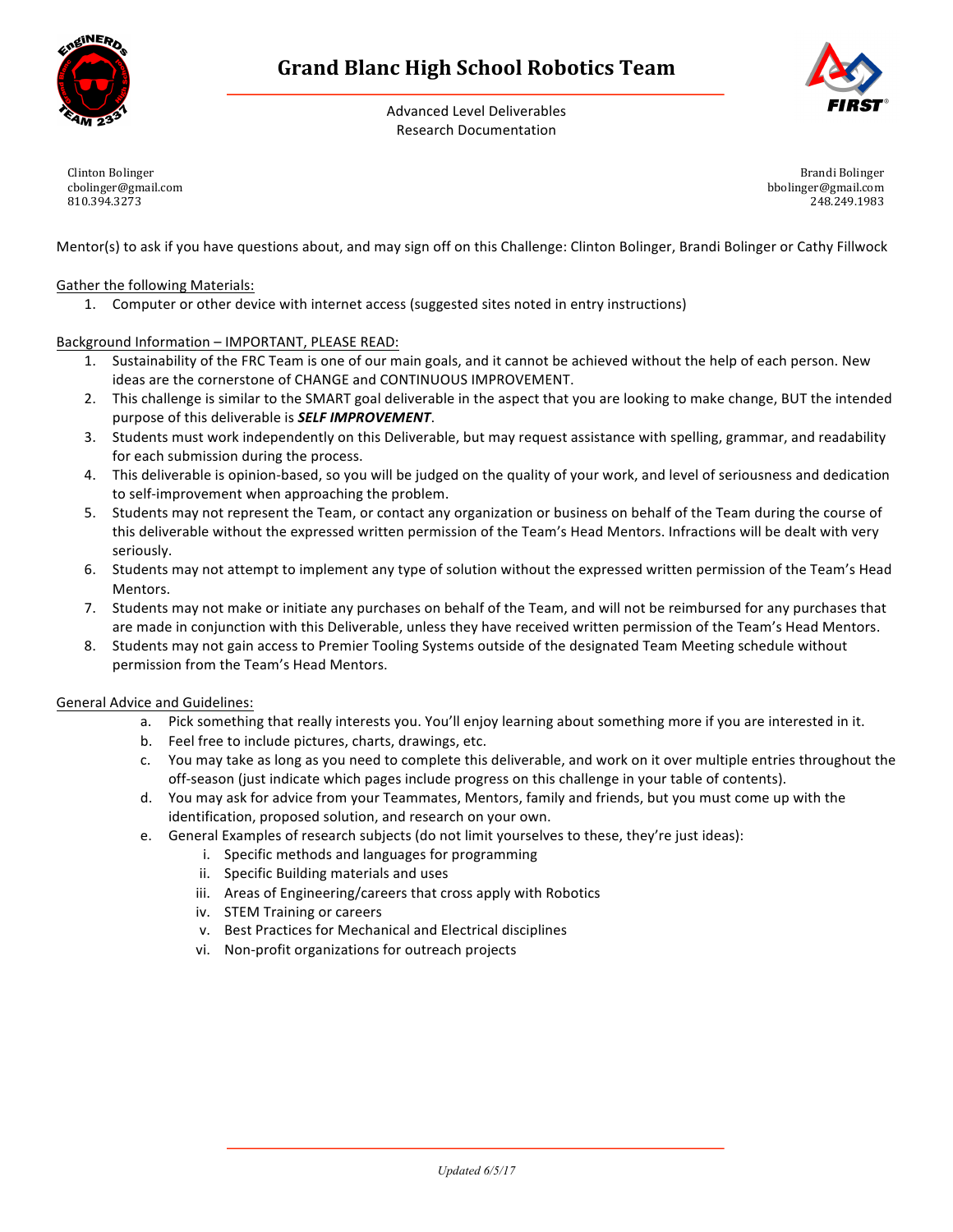# Grand Blanc High School Robotics Team

Advanced Level Deliverables
Research Documentation

Clinton Bolinger
cbolinger@gmail.com
810.394.3273

Brandi Bolinger
bbolinger@gmail.com
248.249.1983

Mentor(s) to ask if you have questions about, and may sign off on this Challenge: Clinton Bolinger, Brandi Bolinger or Cathy Fillwock

Gather the following Materials:

1. Computer or other device with internet access (suggested sites noted in entry instructions)

Background Information – IMPORTANT, PLEASE READ:

1. Sustainability of the FRC Team is one of our main goals, and it cannot be achieved without the help of each person. New ideas are the cornerstone of CHANGE and CONTINUOUS IMPROVEMENT.
2. This challenge is similar to the SMART goal deliverable in the aspect that you are looking to make change, BUT the intended purpose of this deliverable is ***SELF IMPROVEMENT***.
3. Students must work independently on this Deliverable, but may request assistance with spelling, grammar, and readability for each submission during the process.
4. This deliverable is opinion-based, so you will be judged on the quality of your work, and level of seriousness and dedication to self-improvement when approaching the problem.
5. Students may not represent the Team, or contact any organization or business on behalf of the Team during the course of this deliverable without the expressed written permission of the Team's Head Mentors. Infractions will be dealt with very seriously.
6. Students may not attempt to implement any type of solution without the expressed written permission of the Team's Head Mentors.
7. Students may not make or initiate any purchases on behalf of the Team, and will not be reimbursed for any purchases that are made in conjunction with this Deliverable, unless they have received written permission of the Team's Head Mentors.
8. Students may not gain access to Premier Tooling Systems outside of the designated Team Meeting schedule without permission from the Team's Head Mentors.

General Advice and Guidelines:

a. Pick something that really interests you. You'll enjoy learning about something more if you are interested in it.
b. Feel free to include pictures, charts, drawings, etc.
c. You may take as long as you need to complete this deliverable, and work on it over multiple entries throughout the off-season (just indicate which pages include progress on this challenge in your table of contents).
d. You may ask for advice from your Teammates, Mentors, family and friends, but you must come up with the identification, proposed solution, and research on your own.
e. General Examples of research subjects (do not limit yourselves to these, they're just ideas):
   i. Specific methods and languages for programming
   ii. Specific Building materials and uses
   iii. Areas of Engineering/careers that cross apply with Robotics
   iv. STEM Training or careers
   v. Best Practices for Mechanical and Electrical disciplines
   vi. Non-profit organizations for outreach projects

*Updated 6/5/17*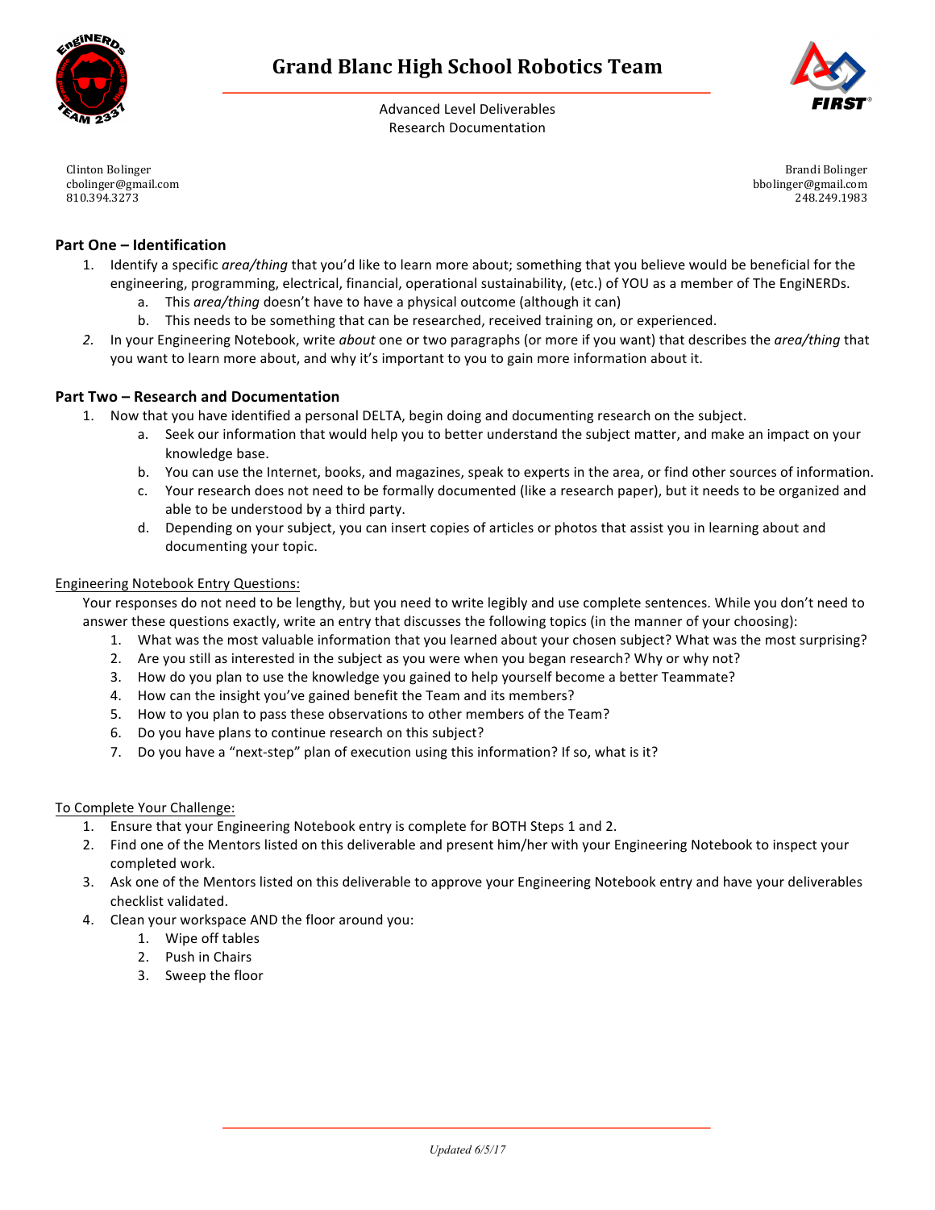# Grand Blanc High School Robotics Team

Advanced Level Deliverables
Research Documentation

Clinton Bolinger
cbolinger@gmail.com
810.394.3273

Brandi Bolinger
bbolinger@gmail.com
248.249.1983

## Part One – Identification

1. Identify a specific *area/thing* that you'd like to learn more about; something that you believe would be beneficial for the engineering, programming, electrical, financial, operational sustainability, (etc.) of YOU as a member of The EngiNERDs.
   a. This *area/thing* doesn't have to have a physical outcome (although it can)
   b. This needs to be something that can be researched, received training on, or experienced.
2. In your Engineering Notebook, write *about* one or two paragraphs (or more if you want) that describes the *area/thing* that you want to learn more about, and why it's important to you to gain more information about it.

## Part Two – Research and Documentation

1. Now that you have identified a personal DELTA, begin doing and documenting research on the subject.
   a. Seek our information that would help you to better understand the subject matter, and make an impact on your knowledge base.
   b. You can use the Internet, books, and magazines, speak to experts in the area, or find other sources of information.
   c. Your research does not need to be formally documented (like a research paper), but it needs to be organized and able to be understood by a third party.
   d. Depending on your subject, you can insert copies of articles or photos that assist you in learning about and documenting your topic.

Engineering Notebook Entry Questions:

Your responses do not need to be lengthy, but you need to write legibly and use complete sentences. While you don't need to answer these questions exactly, write an entry that discusses the following topics (in the manner of your choosing):

1. What was the most valuable information that you learned about your chosen subject? What was the most surprising?
2. Are you still as interested in the subject as you were when you began research? Why or why not?
3. How do you plan to use the knowledge you gained to help yourself become a better Teammate?
4. How can the insight you've gained benefit the Team and its members?
5. How to you plan to pass these observations to other members of the Team?
6. Do you have plans to continue research on this subject?
7. Do you have a "next-step" plan of execution using this information? If so, what is it?

To Complete Your Challenge:

1. Ensure that your Engineering Notebook entry is complete for BOTH Steps 1 and 2.
2. Find one of the Mentors listed on this deliverable and present him/her with your Engineering Notebook to inspect your completed work.
3. Ask one of the Mentors listed on this deliverable to approve your Engineering Notebook entry and have your deliverables checklist validated.
4. Clean your workspace AND the floor around you:
   1. Wipe off tables
   2. Push in Chairs
   3. Sweep the floor

*Updated 6/5/17*